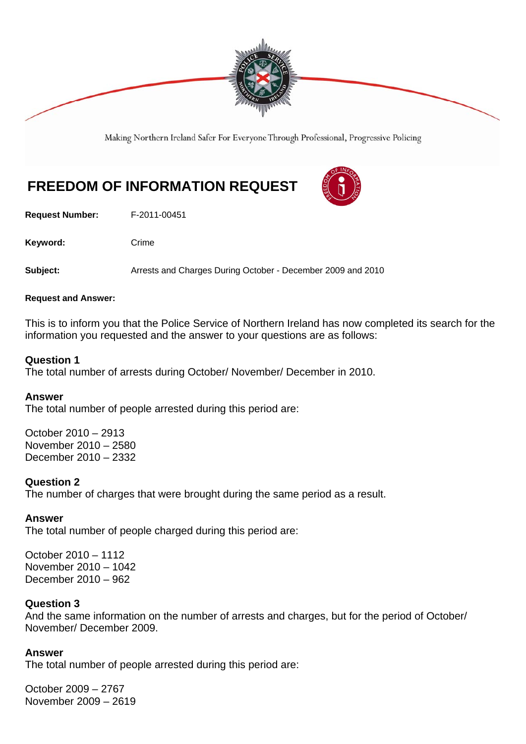Making Northern Ireland Safer For Everyone Through Professional, Progressive Policing

# FREEDOM OF INFORMATION REQUEST

**Request Number:** F-2011-00451

**Keyword:** Crime

**Subject:** Arrests and Charges During October - December 2009 and 2010

**Request and Answer:**

This is to inform you that the Police Service of Northern Ireland has now completed its search for the information you requested and the answer to your questions are as follows:

**Question 1**
The total number of arrests during October/ November/ December in 2010.

**Answer**
The total number of people arrested during this period are:

October 2010 – 2913
November 2010 – 2580
December 2010 – 2332

**Question 2**
The number of charges that were brought during the same period as a result.

**Answer**
The total number of people charged during this period are:

October 2010 – 1112
November 2010 – 1042
December 2010 – 962

**Question 3**
And the same information on the number of arrests and charges, but for the period of October/ November/ December 2009.

**Answer**
The total number of people arrested during this period are:

October 2009 – 2767
November 2009 – 2619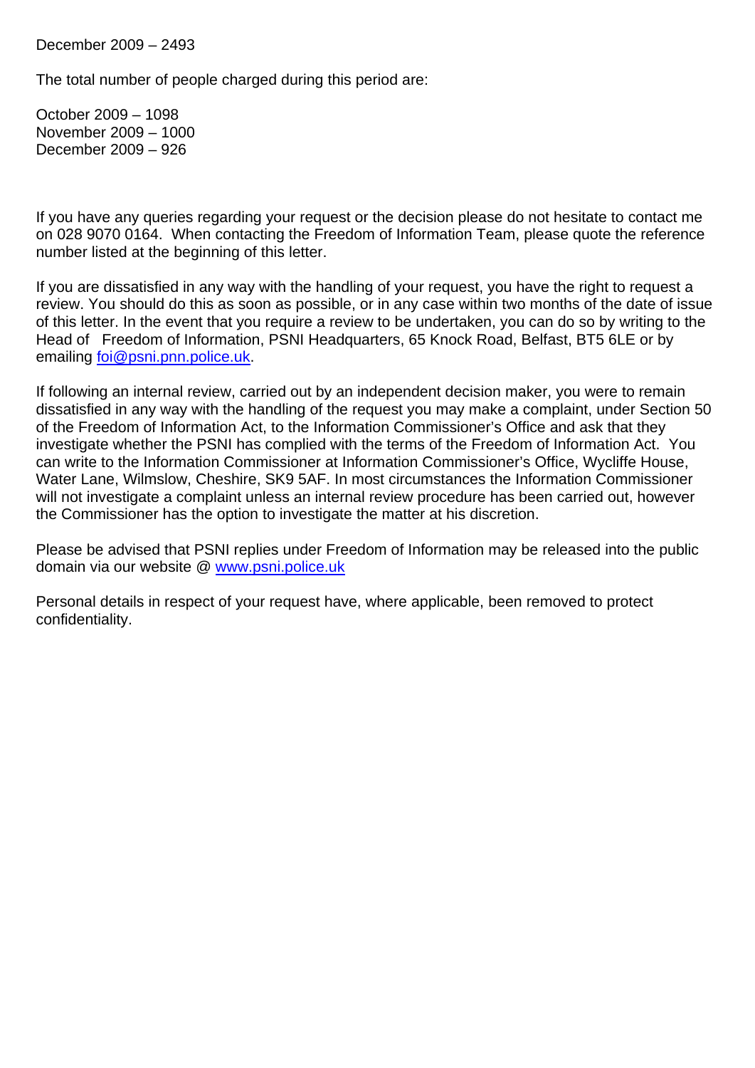December 2009 – 2493

The total number of people charged during this period are:

October 2009 – 1098
November 2009 – 1000
December 2009 – 926

If you have any queries regarding your request or the decision please do not hesitate to contact me on 028 9070 0164. When contacting the Freedom of Information Team, please quote the reference number listed at the beginning of this letter.

If you are dissatisfied in any way with the handling of your request, you have the right to request a review. You should do this as soon as possible, or in any case within two months of the date of issue of this letter. In the event that you require a review to be undertaken, you can do so by writing to the Head of Freedom of Information, PSNI Headquarters, 65 Knock Road, Belfast, BT5 6LE or by emailing [foi@psni.pnn.police.uk](mailto:foi@psni.pnn.police.uk).

If following an internal review, carried out by an independent decision maker, you were to remain dissatisfied in any way with the handling of the request you may make a complaint, under Section 50 of the Freedom of Information Act, to the Information Commissioner's Office and ask that they investigate whether the PSNI has complied with the terms of the Freedom of Information Act. You can write to the Information Commissioner at Information Commissioner's Office, Wycliffe House, Water Lane, Wilmslow, Cheshire, SK9 5AF. In most circumstances the Information Commissioner will not investigate a complaint unless an internal review procedure has been carried out, however the Commissioner has the option to investigate the matter at his discretion.

Please be advised that PSNI replies under Freedom of Information may be released into the public domain via our website @ [www.psni.police.uk](http://www.psni.police.uk)

Personal details in respect of your request have, where applicable, been removed to protect confidentiality.